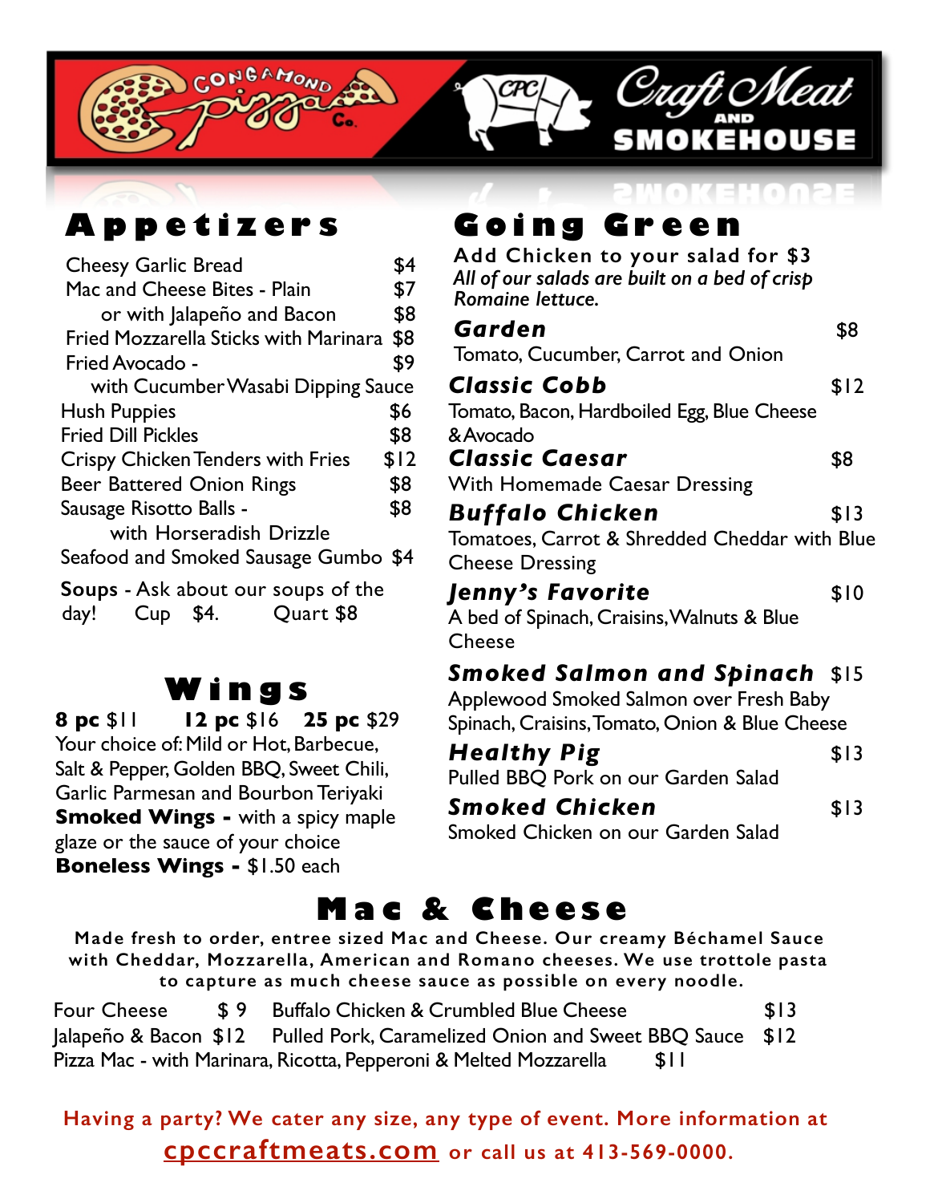Congamond Pizza Co. | CPC Craft Meat and Smokehouse

## Appetizers

| Item | Price |
|---|---|
| Cheesy Garlic Bread | $4 |
| Mac and Cheese Bites - Plain | $7 |
| or with Jalapeño and Bacon | $8 |
| Fried Mozzarella Sticks with Marinara | $8 |
| Fried Avocado - with Cucumber Wasabi Dipping Sauce | $9 |
| Hush Puppies | $6 |
| Fried Dill Pickles | $8 |
| Crispy Chicken Tenders with Fries | $12 |
| Beer Battered Onion Rings | $8 |
| Sausage Risotto Balls - with Horseradish Drizzle | $8 |
| Seafood and Smoked Sausage Gumbo | $4 |

**Soups** - Ask about our soups of the day! Cup $4. Quart $8

## Wings

**8 pc** $11 **12 pc** $16 **25 pc** $29

Your choice of: Mild or Hot, Barbecue, Salt & Pepper, Golden BBQ, Sweet Chili, Garlic Parmesan and Bourbon Teriyaki

**Smoked Wings -** with a spicy maple glaze or the sauce of your choice

**Boneless Wings -** $1.50 each

## Going Green

**Add Chicken to your salad for $3**

*All of our salads are built on a bed of crisp Romaine lettuce.*

**Garden** $8
Tomato, Cucumber, Carrot and Onion

**Classic Cobb** $12
Tomato, Bacon, Hardboiled Egg, Blue Cheese & Avocado

**Classic Caesar** $8
With Homemade Caesar Dressing

**Buffalo Chicken** $13
Tomatoes, Carrot & Shredded Cheddar with Blue Cheese Dressing

**Jenny's Favorite** $10
A bed of Spinach, Craisins, Walnuts & Blue Cheese

**Smoked Salmon and Spinach** $15
Applewood Smoked Salmon over Fresh Baby Spinach, Craisins, Tomato, Onion & Blue Cheese

**Healthy Pig** $13
Pulled BBQ Pork on our Garden Salad

**Smoked Chicken** $13
Smoked Chicken on our Garden Salad

## Mac & Cheese

**Made fresh to order, entree sized Mac and Cheese. Our creamy Béchamel Sauce with Cheddar, Mozzarella, American and Romano cheeses. We use trottole pasta to capture as much cheese sauce as possible on every noodle.**

| Item | Price |
|---|---|
| Four Cheese | $9 |
| Jalapeño & Bacon | $12 |
| Buffalo Chicken & Crumbled Blue Cheese | $13 |
| Pulled Pork, Caramelized Onion and Sweet BBQ Sauce | $12 |
| Pizza Mac - with Marinara, Ricotta, Pepperoni & Melted Mozzarella | $11 |

**Having a party? We cater any size, any type of event. More information at cpccraftmeats.com or call us at 413-569-0000.**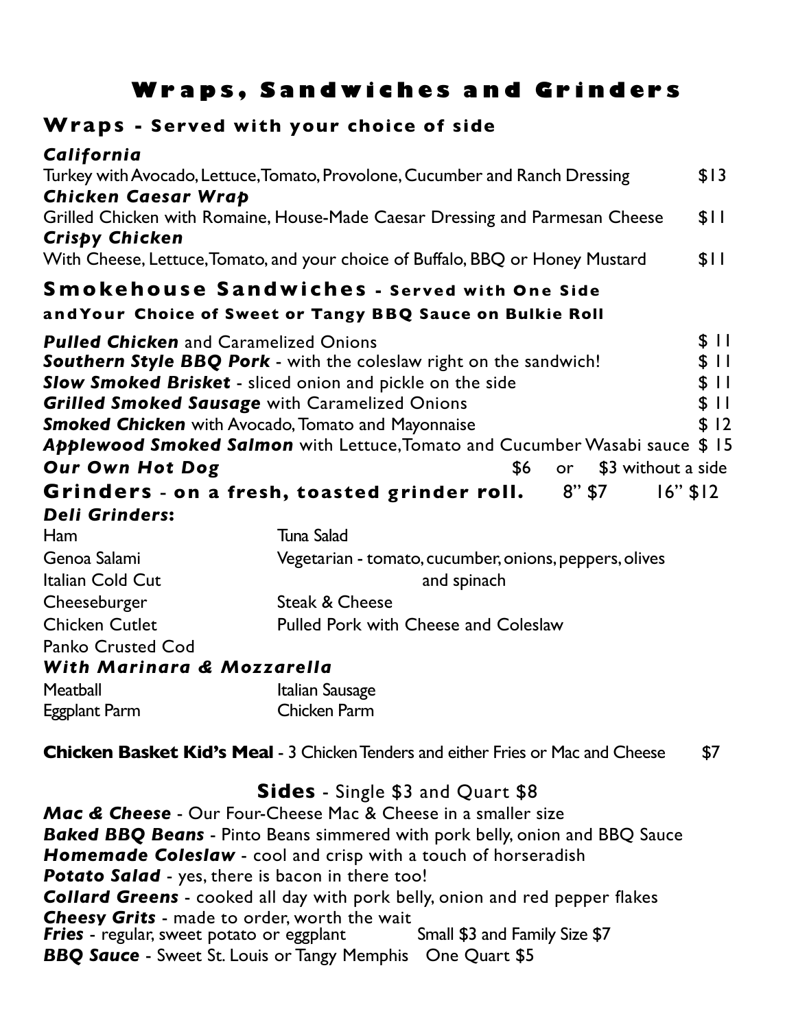# Wraps, Sandwiches and Grinders

## Wraps - Served with your choice of side

***California***
Turkey with Avocado, Lettuce, Tomato, Provolone, Cucumber and Ranch Dressing — $13

***Chicken Caesar Wrap***
Grilled Chicken with Romaine, House-Made Caesar Dressing and Parmesan Cheese — $11

***Crispy Chicken***
With Cheese, Lettuce, Tomato, and your choice of Buffalo, BBQ or Honey Mustard — $11

## Smokehouse Sandwiches - Served with One Side and Your Choice of Sweet or Tangy BBQ Sauce on Bulkie Roll

***Pulled Chicken*** and Caramelized Onions — $ 11
***Southern Style BBQ Pork*** - with the coleslaw right on the sandwich! — $ 11
***Slow Smoked Brisket*** - sliced onion and pickle on the side — $ 11
***Grilled Smoked Sausage*** with Caramelized Onions — $ 11
***Smoked Chicken*** with Avocado, Tomato and Mayonnaise — $ 12
***Applewood Smoked Salmon*** with Lettuce, Tomato and Cucumber Wasabi sauce — $ 15
***Our Own Hot Dog*** — $6 or $3 without a side

## Grinders - on a fresh, toasted grinder roll. 8" $7 16" $12

***Deli Grinders:***

- Ham
- Genoa Salami
- Italian Cold Cut
- Cheeseburger
- Chicken Cutlet
- Panko Crusted Cod
- Tuna Salad
- Vegetarian - tomato, cucumber, onions, peppers, olives and spinach
- Steak & Cheese
- Pulled Pork with Cheese and Coleslaw

***With Marinara & Mozzarella***

- Meatball
- Eggplant Parm
- Italian Sausage
- Chicken Parm

**Chicken Basket Kid's Meal** - 3 Chicken Tenders and either Fries or Mac and Cheese — $7

## Sides - Single $3 and Quart $8

***Mac & Cheese*** - Our Four-Cheese Mac & Cheese in a smaller size
***Baked BBQ Beans*** - Pinto Beans simmered with pork belly, onion and BBQ Sauce
***Homemade Coleslaw*** - cool and crisp with a touch of horseradish
***Potato Salad*** - yes, there is bacon in there too!
***Collard Greens*** - cooked all day with pork belly, onion and red pepper flakes
***Cheesy Grits*** - made to order, worth the wait
***Fries*** - regular, sweet potato or eggplant — Small $3 and Family Size $7
***BBQ Sauce*** - Sweet St. Louis or Tangy Memphis — One Quart $5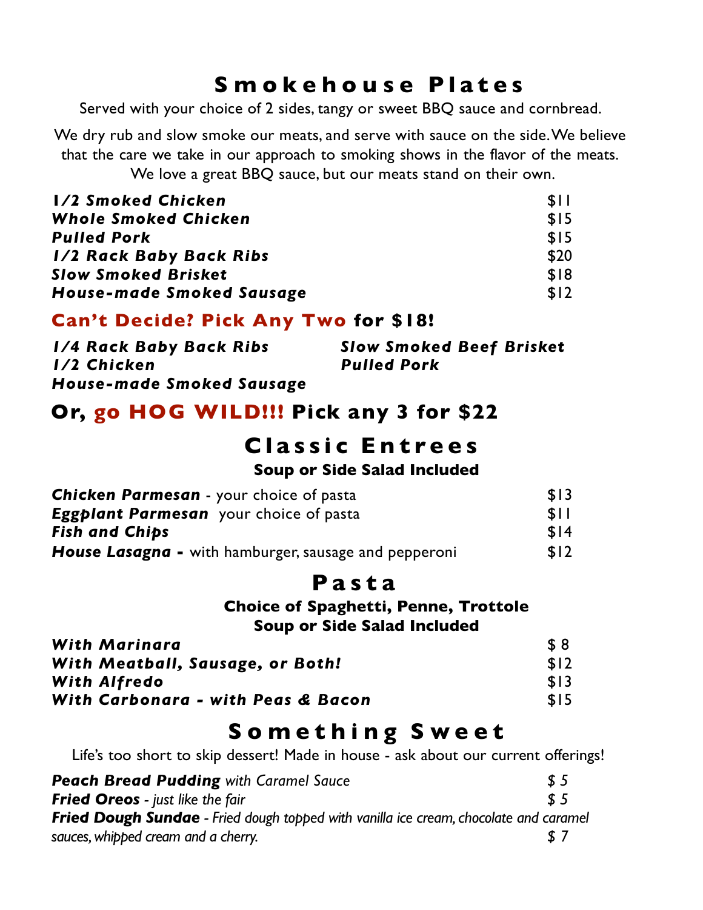# Smokehouse Plates

Served with your choice of 2 sides, tangy or sweet BBQ sauce and cornbread.

We dry rub and slow smoke our meats, and serve with sauce on the side. We believe that the care we take in our approach to smoking shows in the flavor of the meats. We love a great BBQ sauce, but our meats stand on their own.

| | |
|---|---|
| ***1/2 Smoked Chicken*** | $11 |
| ***Whole Smoked Chicken*** | $15 |
| ***Pulled Pork*** | $15 |
| ***1/2 Rack Baby Back Ribs*** | $20 |
| ***Slow Smoked Brisket*** | $18 |
| ***House-made Smoked Sausage*** | $12 |

## Can't Decide? Pick Any Two for $18!

***1/4 Rack Baby Back Ribs***
***1/2 Chicken***
***House-made Smoked Sausage***
***Slow Smoked Beef Brisket***
***Pulled Pork***

## Or, go HOG WILD!!! Pick any 3 for $22

# Classic Entrees

**Soup or Side Salad Included**

| | |
|---|---|
| ***Chicken Parmesan*** - your choice of pasta | $13 |
| ***Eggplant Parmesan*** your choice of pasta | $11 |
| ***Fish and Chips*** | $14 |
| ***House Lasagna*** **-** with hamburger, sausage and pepperoni | $12 |

# Pasta

**Choice of Spaghetti, Penne, Trottole**
**Soup or Side Salad Included**

| | |
|---|---|
| ***With Marinara*** | $ 8 |
| ***With Meatball, Sausage, or Both!*** | $12 |
| ***With Alfredo*** | $13 |
| ***With Carbonara - with Peas & Bacon*** | $15 |

# Something Sweet

Life's too short to skip dessert! Made in house - ask about our current offerings!

| | |
|---|---|
| ***Peach Bread Pudding*** *with Caramel Sauce* | *$ 5* |
| ***Fried Oreos*** *- just like the fair* | *$ 5* |
| ***Fried Dough Sundae*** *- Fried dough topped with vanilla ice cream, chocolate and caramel sauces, whipped cream and a cherry.* | *$ 7* |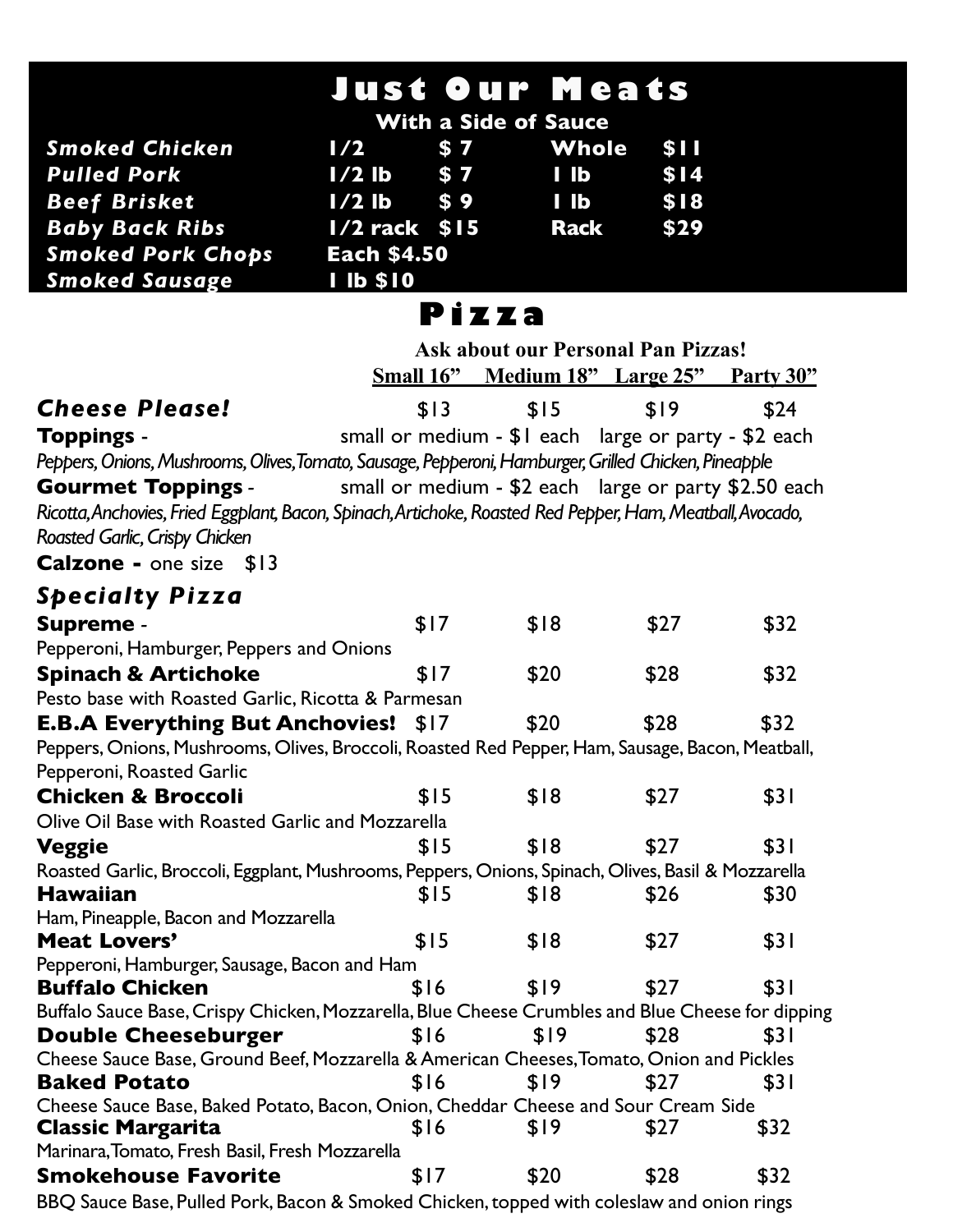# Just Our Meats

**With a Side of Sauce**

| | | | | |
|---|---|---|---|---|
| ***Smoked Chicken*** | 1/2 | $ 7 | Whole | $11 |
| ***Pulled Pork*** | 1/2 lb | $ 7 | 1 lb | $14 |
| ***Beef Brisket*** | 1/2 lb | $ 9 | 1 lb | $18 |
| ***Baby Back Ribs*** | 1/2 rack | $15 | Rack | $29 |
| ***Smoked Pork Chops*** | Each $4.50 | | | |
| ***Smoked Sausage*** | 1 lb $10 | | | |

# Pizza

**Ask about our Personal Pan Pizzas!**

| | Small 16" | Medium 18" | Large 25" | Party 30" |
|---|---|---|---|---|
| ***Cheese Please!*** | $13 | $15 | $19 | $24 |

**Toppings** - small or medium - $1 each large or party - $2 each

*Peppers, Onions, Mushrooms, Olives, Tomato, Sausage, Pepperoni, Hamburger, Grilled Chicken, Pineapple*

**Gourmet Toppings** - small or medium - $2 each large or party $2.50 each

*Ricotta, Anchovies, Fried Eggplant, Bacon, Spinach, Artichoke, Roasted Red Pepper, Ham, Meatball, Avocado, Roasted Garlic, Crispy Chicken*

**Calzone -** one size $13

## *Specialty Pizza*

| | Small 16" | Medium 18" | Large 25" | Party 30" |
|---|---|---|---|---|
| **Supreme** - Pepperoni, Hamburger, Peppers and Onions | $17 | $18 | $27 | $32 |
| **Spinach & Artichoke** Pesto base with Roasted Garlic, Ricotta & Parmesan | $17 | $20 | $28 | $32 |
| **E.B.A Everything But Anchovies!** Peppers, Onions, Mushrooms, Olives, Broccoli, Roasted Red Pepper, Ham, Sausage, Bacon, Meatball, Pepperoni, Roasted Garlic | $17 | $20 | $28 | $32 |
| **Chicken & Broccoli** Olive Oil Base with Roasted Garlic and Mozzarella | $15 | $18 | $27 | $31 |
| **Veggie** Roasted Garlic, Broccoli, Eggplant, Mushrooms, Peppers, Onions, Spinach, Olives, Basil & Mozzarella | $15 | $18 | $27 | $31 |
| **Hawaiian** Ham, Pineapple, Bacon and Mozzarella | $15 | $18 | $26 | $30 |
| **Meat Lovers'** Pepperoni, Hamburger, Sausage, Bacon and Ham | $15 | $18 | $27 | $31 |
| **Buffalo Chicken** Buffalo Sauce Base, Crispy Chicken, Mozzarella, Blue Cheese Crumbles and Blue Cheese for dipping | $16 | $19 | $27 | $31 |
| **Double Cheeseburger** Cheese Sauce Base, Ground Beef, Mozzarella & American Cheeses, Tomato, Onion and Pickles | $16 | $19 | $28 | $31 |
| **Baked Potato** Cheese Sauce Base, Baked Potato, Bacon, Onion, Cheddar Cheese and Sour Cream Side | $16 | $19 | $27 | $31 |
| **Classic Margarita** Marinara, Tomato, Fresh Basil, Fresh Mozzarella | $16 | $19 | $27 | $32 |
| **Smokehouse Favorite** BBQ Sauce Base, Pulled Pork, Bacon & Smoked Chicken, topped with coleslaw and onion rings | $17 | $20 | $28 | $32 |